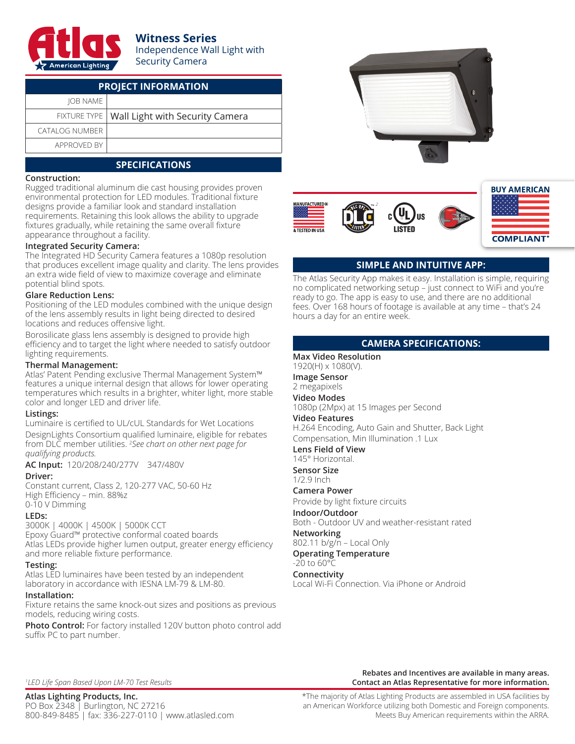# Witness Series

Independence Wall Light with Security Camera

| PROJECT INFORMATION | |
|---|---|
| JOB NAME | |
| FIXTURE TYPE | Wall Light with Security Camera |
| CATALOG NUMBER | |
| APPROVED BY | |

## SPECIFICATIONS

**Construction:**
Rugged traditional aluminum die cast housing provides proven environmental protection for LED modules. Traditional fixture designs provide a familiar look and standard installation requirements. Retaining this look allows the ability to upgrade fixtures gradually, while retaining the same overall fixture appearance throughout a facility.

**Integrated Security Camera:**
The Integrated HD Security Camera features a 1080p resolution that produces excellent image quality and clarity. The lens provides an extra wide field of view to maximize coverage and eliminate potential blind spots.

**Glare Reduction Lens:**
Positioning of the LED modules combined with the unique design of the lens assembly results in light being directed to desired locations and reduces offensive light.

Borosilicate glass lens assembly is designed to provide high efficiency and to target the light where needed to satisfy outdoor lighting requirements.

**Thermal Management:**
Atlas' Patent Pending exclusive Thermal Management System™ features a unique internal design that allows for lower operating temperatures which results in a brighter, whiter light, more stable color and longer LED and driver life.

**Listings:**
Luminaire is certified to UL/cUL Standards for Wet Locations

DesignLights Consortium qualified luminaire, eligible for rebates from DLC member utilities. [2]*See chart on other next page for qualifying products.*

**AC Input:** 120/208/240/277V 347/480V

**Driver:**
Constant current, Class 2, 120-277 VAC, 50-60 Hz
High Efficiency – min. 88%z
0-10 V Dimming

**LEDs:**
3000K | 4000K | 4500K | 5000K CCT
Epoxy Guard™ protective conformal coated boards
Atlas LEDs provide higher lumen output, greater energy efficiency and more reliable fixture performance.

**Testing:**
Atlas LED luminaires have been tested by an independent laboratory in accordance with IESNA LM-79 & LM-80.

**Installation:**
Fixture retains the same knock-out sizes and positions as previous models, reducing wiring costs.

**Photo Control:** For factory installed 120V button photo control add suffix PC to part number.

MANUFACTURED & TESTED IN USA | DLC QPL LISTED[2] | c UL us LISTED | 5 YR WARRANTY | BUY AMERICAN COMPLIANT*

## SIMPLE AND INTUITIVE APP:

The Atlas Security App makes it easy. Installation is simple, requiring no complicated networking setup – just connect to WiFi and you're ready to go. The app is easy to use, and there are no additional fees. Over 168 hours of footage is available at any time – that's 24 hours a day for an entire week.

## CAMERA SPECIFICATIONS:

**Max Video Resolution**
1920(H) x 1080(V).

**Image Sensor**
2 megapixels

**Video Modes**
1080p (2Mpx) at 15 Images per Second

**Video Features**
H.264 Encoding, Auto Gain and Shutter, Back Light Compensation, Min Illumination .1 Lux

**Lens Field of View**
145° Horizontal.

**Sensor Size**
1/2.9 Inch

**Camera Power**
Provide by light fixture circuits

**Indoor/Outdoor**
Both - Outdoor UV and weather-resistant rated

**Networking**
802.11 b/g/n – Local Only

**Operating Temperature**
-20 to 60°C

**Connectivity**
Local Wi-Fi Connection. Via iPhone or Android

[1]*LED Life Span Based Upon LM-70 Test Results*

**Rebates and Incentives are available in many areas. Contact an Atlas Representative for more information.**

**Atlas Lighting Products, Inc.**
PO Box 2348 | Burlington, NC 27216
800-849-8485 | fax: 336-227-0110 | www.atlasled.com

*The majority of Atlas Lighting Products are assembled in USA facilities by an American Workforce utilizing both Domestic and Foreign components. Meets Buy American requirements within the ARRA.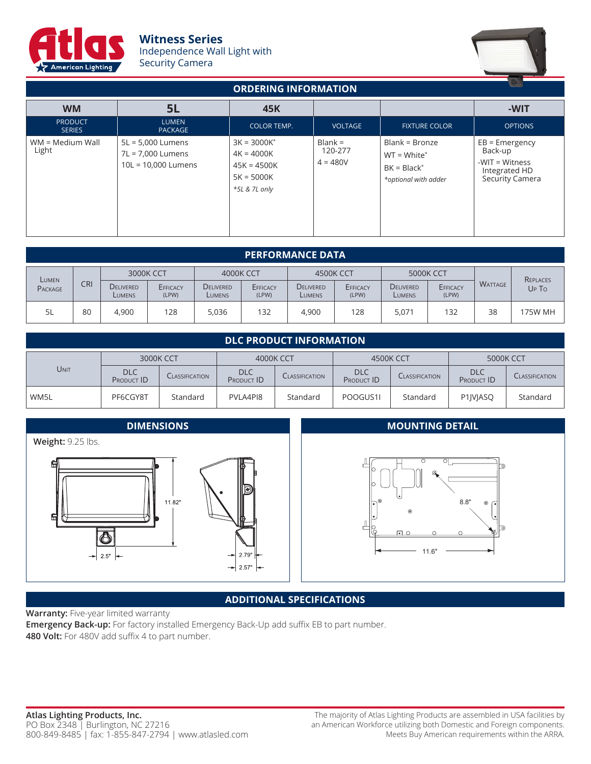# Witness Series

Independence Wall Light with Security Camera

## ORDERING INFORMATION

| WM | 5L | 45K | | | -WIT |
|---|---|---|---|---|---|
| PRODUCT SERIES | LUMEN PACKAGE | COLOR TEMP. | VOLTAGE | FIXTURE COLOR | OPTIONS |
| WM = Medium Wall Light | 5L = 5,000 Lumens<br>7L = 7,000 Lumens<br>10L = 10,000 Lumens | 3K = 3000K*<br>4K = 4000K<br>45K = 4500K<br>5K = 5000K<br>*5L & 7L only* | Blank = 120-277<br>4 = 480V | Blank = Bronze<br>WT = White*<br>BK = Black*<br>*optional with adder* | EB = Emergency Back-up<br>-WIT = Witness Integrated HD Security Camera |

## PERFORMANCE DATA

| Lumen Package | CRI | 3000K CCT | | 4000K CCT | | 4500K CCT | | 5000K CCT | | Wattage | Replaces Up To |
|---|---|---|---|---|---|---|---|---|---|---|---|
| | | Delivered Lumens | Efficacy (LPW) | Delivered Lumens | Efficacy (LPW) | Delivered Lumens | Efficacy (LPW) | Delivered Lumens | Efficacy (LPW) | | |
| 5L | 80 | 4,900 | 128 | 5,036 | 132 | 4,900 | 128 | 5,071 | 132 | 38 | 175W MH |

## DLC PRODUCT INFORMATION

| Unit | 3000K CCT | | 4000K CCT | | 4500K CCT | | 5000K CCT | |
|---|---|---|---|---|---|---|---|---|
| | DLC Product ID | Classification | DLC Product ID | Classification | DLC Product ID | Classification | DLC Product ID | Classification |
| WM5L | PF6CGY8T | Standard | PVLA4PI8 | Standard | POOGUS1I | Standard | P1JVJASQ | Standard |

## DIMENSIONS

**Weight:** 9.25 lbs.

11.82"
2.5"
2.79"
2.57"

## MOUNTING DETAIL

8.8"
11.6"

## ADDITIONAL SPECIFICATIONS

**Warranty:** Five-year limited warranty
**Emergency Back-up:** For factory installed Emergency Back-Up add suffix EB to part number.
**480 Volt:** For 480V add suffix 4 to part number.

**Atlas Lighting Products, Inc.**
PO Box 2348 | Burlington, NC 27216
800-849-8485 | fax: 1-855-847-2794 | www.atlasled.com

The majority of Atlas Lighting Products are assembled in USA facilities by an American Workforce utilizing both Domestic and Foreign components. Meets Buy American requirements within the ARRA.